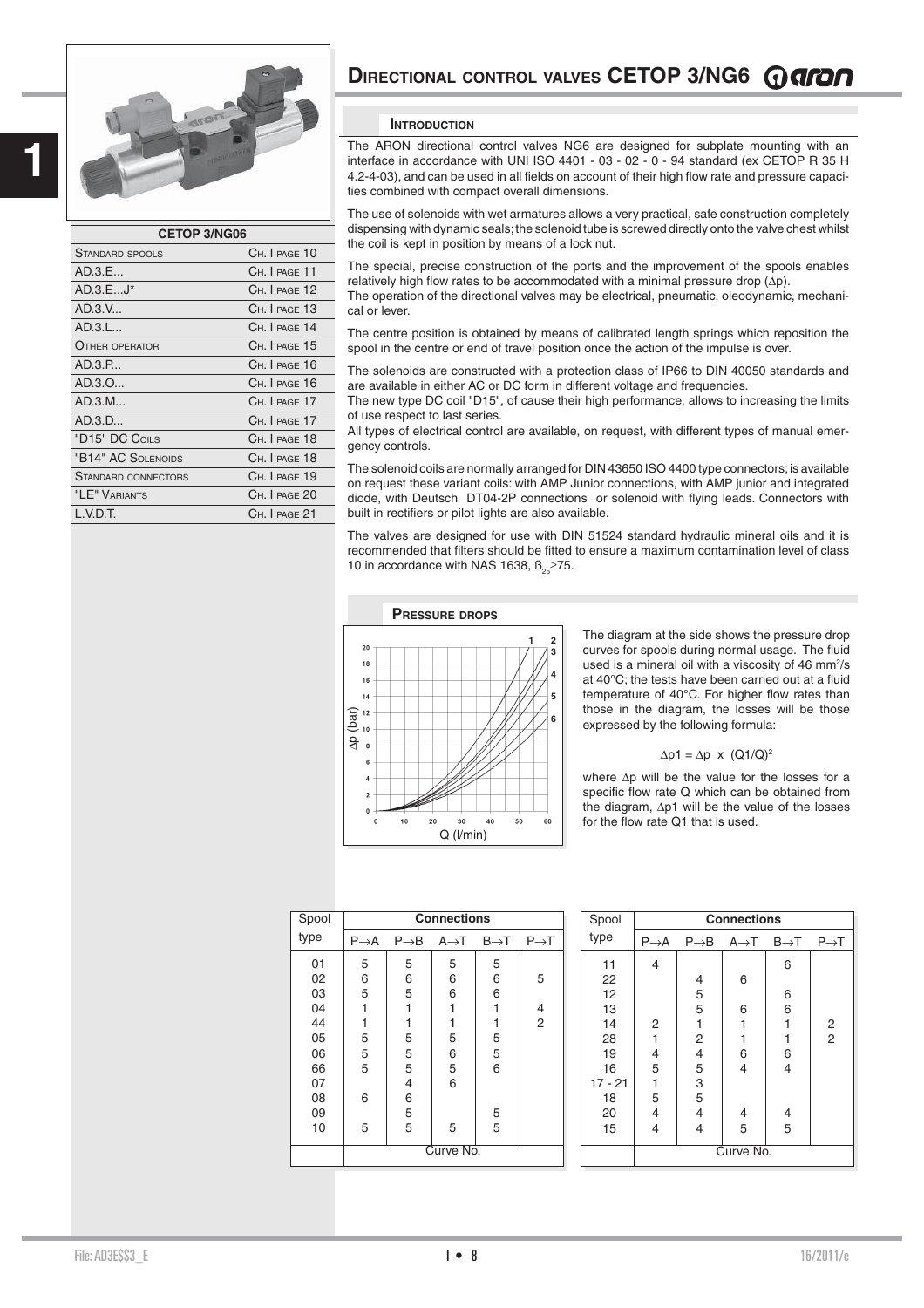# DIRECTIONAL CONTROL VALVES CETOP 3/NG6

| CETOP 3/NG06 | |
|---|---|
| STANDARD SPOOLS | CH. I PAGE 10 |
| AD.3.E... | CH. I PAGE 11 |
| AD.3.E...J* | CH. I PAGE 12 |
| AD.3.V... | CH. I PAGE 13 |
| AD.3.L... | CH. I PAGE 14 |
| OTHER OPERATOR | CH. I PAGE 15 |
| AD.3.P... | CH. I PAGE 16 |
| AD.3.O... | CH. I PAGE 16 |
| AD.3.M... | CH. I PAGE 17 |
| AD.3.D... | CH. I PAGE 17 |
| "D15" DC COILS | CH. I PAGE 18 |
| "B14" AC SOLENOIDS | CH. I PAGE 18 |
| STANDARD CONNECTORS | CH. I PAGE 19 |
| "LE" VARIANTS | CH. I PAGE 20 |
| L.V.D.T. | CH. I PAGE 21 |

## INTRODUCTION

The ARON directional control valves NG6 are designed for subplate mounting with an interface in accordance with UNI ISO 4401 - 03 - 02 - 0 - 94 standard (ex CETOP R 35 H 4.2-4-03), and can be used in all fields on account of their high flow rate and pressure capacities combined with compact overall dimensions.

The use of solenoids with wet armatures allows a very practical, safe construction completely dispensing with dynamic seals; the solenoid tube is screwed directly onto the valve chest whilst the coil is kept in position by means of a lock nut.

The special, precise construction of the ports and the improvement of the spools enables relatively high flow rates to be accommodated with a minimal pressure drop (Δp).
The operation of the directional valves may be electrical, pneumatic, oleodynamic, mechanical or lever.

The centre position is obtained by means of calibrated length springs which reposition the spool in the centre or end of travel position once the action of the impulse is over.

The solenoids are constructed with a protection class of IP66 to DIN 40050 standards and are available in either AC or DC form in different voltage and frequencies.
The new type DC coil "D15", of cause their high performance, allows to increasing the limits of use respect to last series.
All types of electrical control are available, on request, with different types of manual emergency controls.

The solenoid coils are normally arranged for DIN 43650 ISO 4400 type connectors; is available on request these variant coils: with AMP Junior connections, with AMP junior and integrated diode, with Deutsch DT04-2P connections or solenoid with flying leads. Connectors with built in rectifiers or pilot lights are also available.

The valves are designed for use with DIN 51524 standard hydraulic mineral oils and it is recommended that filters should be fitted to ensure a maximum contamination level of class 10 in accordance with NAS 1638, $ß_{25} \geq 75$.

## PRESSURE DROPS

Δp (bar)
Q (l/min)
0 10 20 30 40 50 60
0 2 4 6 8 10 12 14 16 18 20
1 2 3 4 5 6

The diagram at the side shows the pressure drop curves for spools during normal usage. The fluid used is a mineral oil with a viscosity of 46 mm²/s at 40°C; the tests have been carried out at a fluid temperature of 40°C. For higher flow rates than those in the diagram, the losses will be those expressed by the following formula:

$$\Delta p1 = \Delta p \ x \ (Q1/Q)^2$$

where Δp will be the value for the losses for a specific flow rate Q which can be obtained from the diagram, Δp1 will be the value of the losses for the flow rate Q1 that is used.

| Spool type | Connections | | | | |
|---|---|---|---|---|---|
| | P→A | P→B | A→T | B→T | P→T |
| 01 | 5 | 5 | 5 | 5 | |
| 02 | 6 | 6 | 6 | 6 | 5 |
| 03 | 5 | 5 | 6 | 6 | |
| 04 | 1 | 1 | 1 | 1 | 4 |
| 44 | 1 | 1 | 1 | 1 | 2 |
| 05 | 5 | 5 | 5 | 5 | |
| 06 | 5 | 5 | 6 | 5 | |
| 66 | 5 | 5 | 5 | 6 | |
| 07 | | 4 | 6 | | |
| 08 | 6 | 6 | | | |
| 09 | | 5 | | 5 | |
| 10 | 5 | 5 | 5 | 5 | |
| | Curve No. | | | | |

| Spool type | Connections | | | | |
|---|---|---|---|---|---|
| | P→A | P→B | A→T | B→T | P→T |
| 11 | 4 | | | 6 | |
| 22 | | 4 | 6 | | |
| 12 | | 5 | | 6 | |
| 13 | | 5 | 6 | 6 | |
| 14 | 2 | 1 | 1 | 1 | 2 |
| 28 | 1 | 2 | 1 | 1 | 2 |
| 19 | 4 | 4 | 6 | 6 | |
| 16 | 5 | 5 | 4 | 4 | |
| 17 - 21 | 1 | 3 | | | |
| 18 | 5 | 5 | | | |
| 20 | 4 | 4 | 4 | 4 | |
| 15 | 4 | 4 | 5 | 5 | |
| | Curve No. | | | | |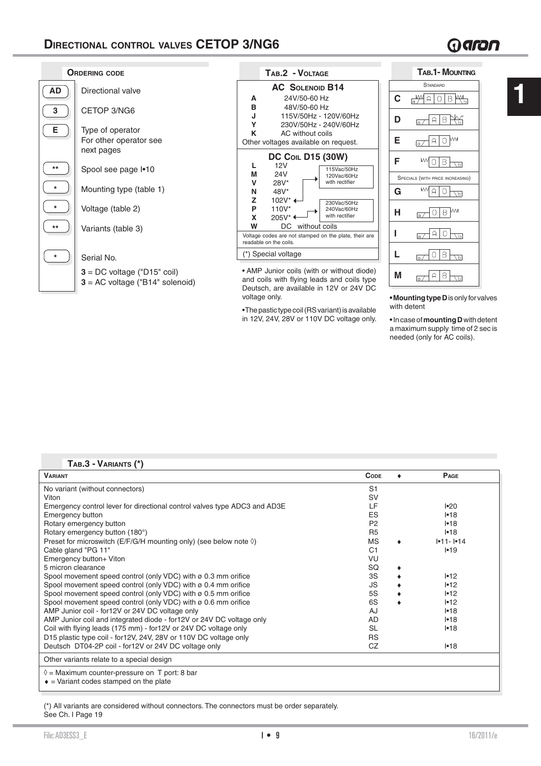# DIRECTIONAL CONTROL VALVES CETOP 3/NG6

## ORDERING CODE

| | |
|---|---|
| AD | Directional valve |
| 3 | CETOP 3/NG6 |
| E | Type of operator<br>For other operator see next pages |
| ** | Spool see page I•10 |
| * | Mounting type (table 1) |
| * | Voltage (table 2) |
| ** | Variants (table 3) |
| * | Serial No.<br>**3** = DC voltage ("D15" coil)<br>**3** = AC voltage ("B14" solenoid) |

## TAB.2 - VOLTAGE

**AC SOLENOID B14**

| | |
|---|---|
| A | 24V/50-60 Hz |
| B | 48V/50-60 Hz |
| J | 115V/50Hz - 120V/60Hz |
| Y | 230V/50Hz - 240V/60Hz |
| K | AC without coils |

Other voltages available on request.

**DC COIL D15 (30W)**

| | | |
|---|---|---|
| L | 12V | |
| M | 24V | |
| V | 28V* | ← 115Vac/50Hz 120Vac/60Hz with rectifier |
| N | 48V* | |
| Z | 102V* | ← 230Vac/50Hz 240Vac/60Hz with rectifier |
| P | 110V* | ← 115Vac/50Hz 120Vac/60Hz with rectifier |
| X | 205V* | ← 230Vac/50Hz 240Vac/60Hz with rectifier |
| W | DC without coils | |

Voltage codes are not stamped on the plate, their are readable on the coils.

(*) Special voltage

• AMP Junior coils (with or without diode) and coils with flying leads and coils type Deutsch, are available in 12V or 24V DC voltage only.

•The pastic type coil (RS variant) is available in 12V, 24V, 28V or 110V DC voltage only.

## TAB.1- MOUNTING

STANDARD

- C
- D
- E
- F

SPECIALS (WITH PRICE INCREASING)

- G
- H
- I
- L
- M

• **Mounting type D** is only for valves with detent

• In case of **mounting D** with detent a maximum supply time of 2 sec is needed (only for AC coils).

## TAB.3 - VARIANTS (*)

| VARIANT | CODE | ♦ | PAGE |
|---|---|---|---|
| No variant (without connectors) | S1 | | |
| Viton | SV | | |
| Emergency control lever for directional control valves type ADC3 and AD3E | LF | | I•20 |
| Emergency button | ES | | I•18 |
| Rotary emergency button | P2 | | I•18 |
| Rotary emergency button (180°) | R5 | | I•18 |
| Preset for microswitch (E/F/G/H mounting only) (see below note ◊) | MS | ♦ | I•11- I•14 |
| Cable gland "PG 11" | C1 | | I•19 |
| Emergency button+ Viton | VU | | |
| 5 micron clearance | SQ | ♦ | |
| Spool movement speed control (only VDC) with ø 0.3 mm orifice | 3S | ♦ | I•12 |
| Spool movement speed control (only VDC) with ø 0.4 mm orifice | JS | ♦ | I•12 |
| Spool movement speed control (only VDC) with ø 0.5 mm orifice | 5S | ♦ | I•12 |
| Spool movement speed control (only VDC) with ø 0.6 mm orifice | 6S | ♦ | I•12 |
| AMP Junior coil - for12V or 24V DC voltage only | AJ | | I•18 |
| AMP Junior coil and integrated diode - for12V or 24V DC voltage only | AD | | I•18 |
| Coil with flying leads (175 mm) - for12V or 24V DC voltage only | SL | | I•18 |
| D15 plastic type coil - for12V, 24V, 28V or 110V DC voltage only | RS | | |
| Deutsch DT04-2P coil - for12V or 24V DC voltage only | CZ | | I•18 |
| Other variants relate to a special design | | | |

◊ = Maximum counter-pressure on T port: 8 bar
♦ = Variant codes stamped on the plate

(*) All variants are considered without connectors. The connectors must be order separately. See Ch. I Page 19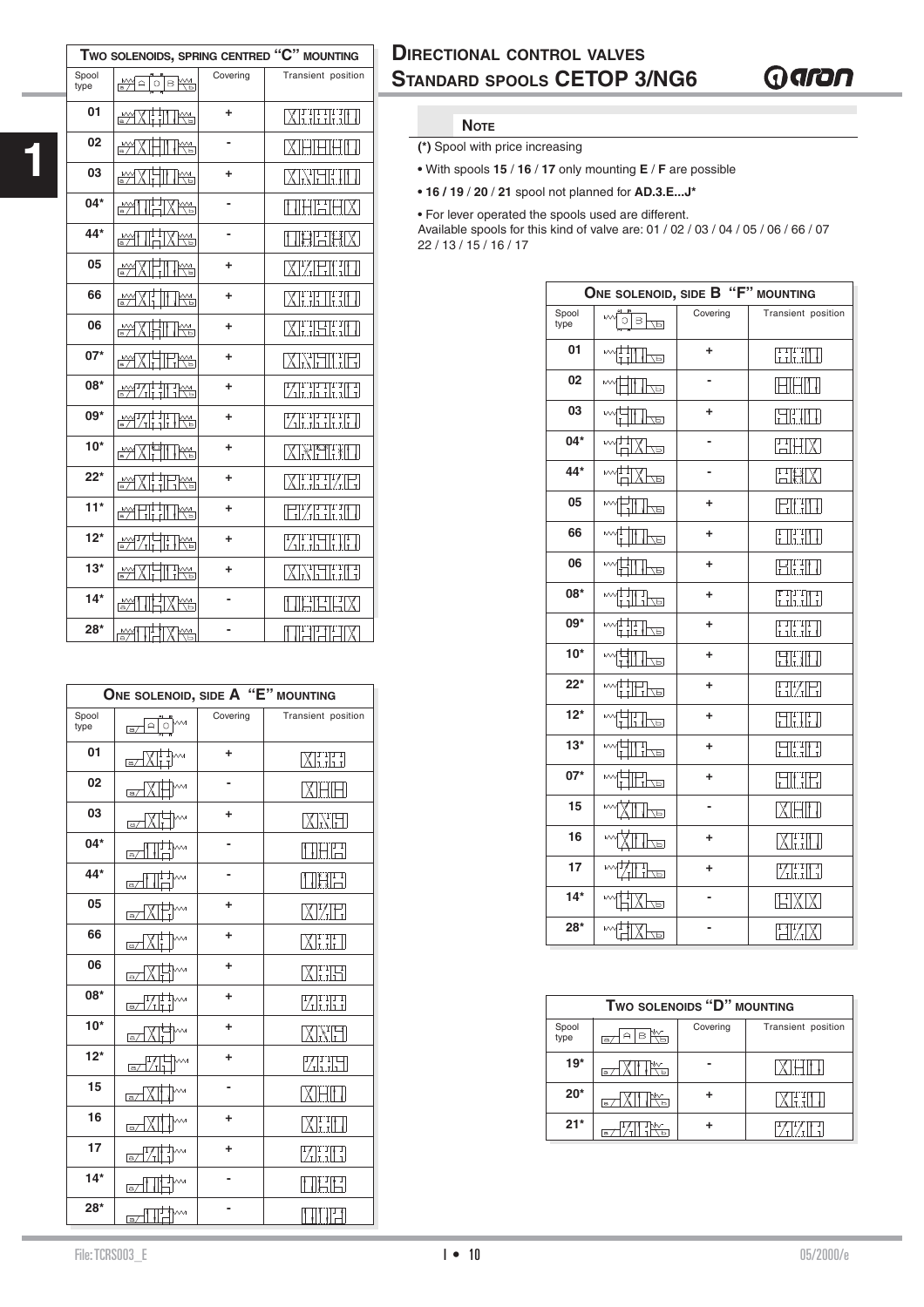# Directional control valves Standard spools CETOP 3/NG6

### Two solenoids, spring centred "C" mounting

| Spool type | | Covering | Transient position |
|---|---|---|---|
| 01 | | + | |
| 02 | | - | |
| 03 | | + | |
| 04* | | - | |
| 44* | | - | |
| 05 | | + | |
| 66 | | + | |
| 06 | | + | |
| 07* | | + | |
| 08* | | + | |
| 09* | | + | |
| 10* | | + | |
| 22* | | + | |
| 11* | | + | |
| 12* | | + | |
| 13* | | + | |
| 14* | | - | |
| 28* | | - | |

### One solenoid, side A "E" mounting

| Spool type | | Covering | Transient position |
|---|---|---|---|
| 01 | | + | |
| 02 | | - | |
| 03 | | + | |
| 04* | | - | |
| 44* | | - | |
| 05 | | + | |
| 66 | | + | |
| 06 | | + | |
| 08* | | + | |
| 10* | | + | |
| 12* | | + | |
| 15 | | - | |
| 16 | | + | |
| 17 | | + | |
| 14* | | - | |
| 28* | | - | |

### Note

**(*)** Spool with price increasing

- With spools **15** / **16** / **17** only mounting **E** / **F** are possible
- **16 / 19** / **20** / **21** spool not planned for **AD.3.E...J***
- For lever operated the spools used are different.

Available spools for this kind of valve are: 01 / 02 / 03 / 04 / 05 / 06 / 66 / 07 22 / 13 / 15 / 16 / 17

### One solenoid, side B "F" mounting

| Spool type | | Covering | Transient position |
|---|---|---|---|
| 01 | | + | |
| 02 | | - | |
| 03 | | + | |
| 04* | | - | |
| 44* | | - | |
| 05 | | + | |
| 66 | | + | |
| 06 | | + | |
| 08* | | + | |
| 09* | | + | |
| 10* | | + | |
| 22* | | + | |
| 12* | | + | |
| 13* | | + | |
| 07* | | + | |
| 15 | | - | |
| 16 | | + | |
| 17 | | + | |
| 14* | | - | |
| 28* | | - | |

### Two solenoids "D" mounting

| Spool type | | Covering | Transient position |
|---|---|---|---|
| 19* | | - | |
| 20* | | + | |
| 21* | | + | |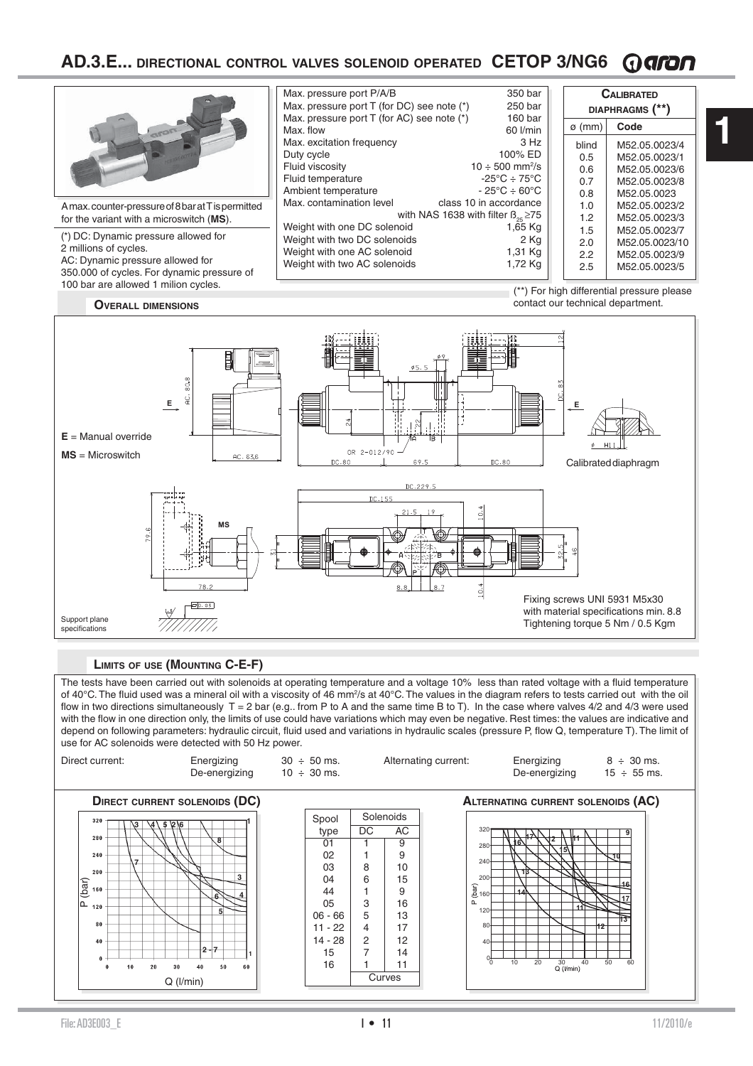# AD.3.E... DIRECTIONAL CONTROL VALVES SOLENOID OPERATED CETOP 3/NG6

A max. counter-pressure of 8 bar at T is permitted for the variant with a microswitch (**MS**).

(*) DC: Dynamic pressure allowed for 2 millions of cycles.
AC: Dynamic pressure allowed for 350.000 of cycles. For dynamic pressure of 100 bar are allowed 1 milion cycles.

| | |
|---|---|
| Max. pressure port P/A/B | 350 bar |
| Max. pressure port T (for DC) see note (*) | 250 bar |
| Max. pressure port T (for AC) see note (*) | 160 bar |
| Max. flow | 60 l/min |
| Max. excitation frequency | 3 Hz |
| Duty cycle | 100% ED |
| Fluid viscosity | 10 ÷ 500 mm²/s |
| Fluid temperature | -25°C ÷ 75°C |
| Ambient temperature | - 25°C ÷ 60°C |
| Max. contamination level | class 10 in accordance with NAS 1638 with filter $\beta_{25} \geq 75$ |
| Weight with one DC solenoid | 1,65 Kg |
| Weight with two DC solenoids | 2 Kg |
| Weight with one AC solenoid | 1,31 Kg |
| Weight with two AC solenoids | 1,72 Kg |

**Calibrated diaphragms (**)**

| ø (mm) | Code |
|---|---|
| blind | M52.05.0023/4 |
| 0.5 | M52.05.0023/1 |
| 0.6 | M52.05.0023/6 |
| 0.7 | M52.05.0023/8 |
| 0.8 | M52.05.0023 |
| 1.0 | M52.05.0023/2 |
| 1.2 | M52.05.0023/3 |
| 1.5 | M52.05.0023/7 |
| 2.0 | M52.05.0023/10 |
| 2.2 | M52.05.0023/9 |
| 2.5 | M52.05.0023/5 |

(**) For high differential pressure please contact our technical department.

## Overall dimensions

**E** = Manual override

**MS** = Microswitch

AC. 80.8
AC. 63.6
E
24
22
ø5.5
ø9
OR 2-012/90
A B
DC.80 69.5 DC.80
DC.83
12
E
ø H11
Calibrated diaphragm
DC.229.5
DC.155
21.5 19
10.4
79.6
MS
31
A B P
8.8 8.7
10.4
32.5
46
78.2
Support plane specifications
0.01
1.6

Fixing screws UNI 5931 M5x30 with material specifications min. 8.8
Tightening torque 5 Nm / 0.5 Kgm

## Limits of use (Mounting C-E-F)

The tests have been carried out with solenoids at operating temperature and a voltage 10% less than rated voltage with a fluid temperature of 40°C. The fluid used was a mineral oil with a viscosity of 46 mm²/s at 40°C. The values in the diagram refers to tests carried out with the oil flow in two directions simultaneously T = 2 bar (e.g.. from P to A and the same time B to T). In the case where valves 4/2 and 4/3 were used with the flow in one direction only, the limits of use could have variations which may even be negative. Rest times: the values are indicative and depend on following parameters: hydraulic circuit, fluid used and variations in hydraulic scales (pressure P, flow Q, temperature T). The limit of use for AC solenoids were detected with 50 Hz power.

| | | | | | |
|---|---|---|---|---|---|
| Direct current: | Energizing | 30 ÷ 50 ms. | Alternating current: | Energizing | 8 ÷ 30 ms. |
| | De-energizing | 10 ÷ 30 ms. | | De-energizing | 15 ÷ 55 ms. |

**Direct current solenoids (DC)**

P (bar)
Q (l/min)
0 10 20 30 40 50 60
0 40 80 120 160 200 240 280 320
1 2 3 4 5 6 7 8
2 - 7

| Spool type | Solenoids DC | Solenoids AC |
|---|---|---|
| 01 | 1 | 9 |
| 02 | 1 | 9 |
| 03 | 8 | 10 |
| 04 | 6 | 15 |
| 44 | 1 | 9 |
| 05 | 3 | 16 |
| 06 - 66 | 5 | 13 |
| 11 - 22 | 4 | 17 |
| 14 - 28 | 2 | 12 |
| 15 | 7 | 14 |
| 16 | 1 | 11 |
| | Curves | |

**Alternating current solenoids (AC)**

P (bar)
Q (l/min)
0 10 20 30 40 50 60
0 40 80 120 160 200 240 280 320
9 10 11 12 13 14 15 16 17